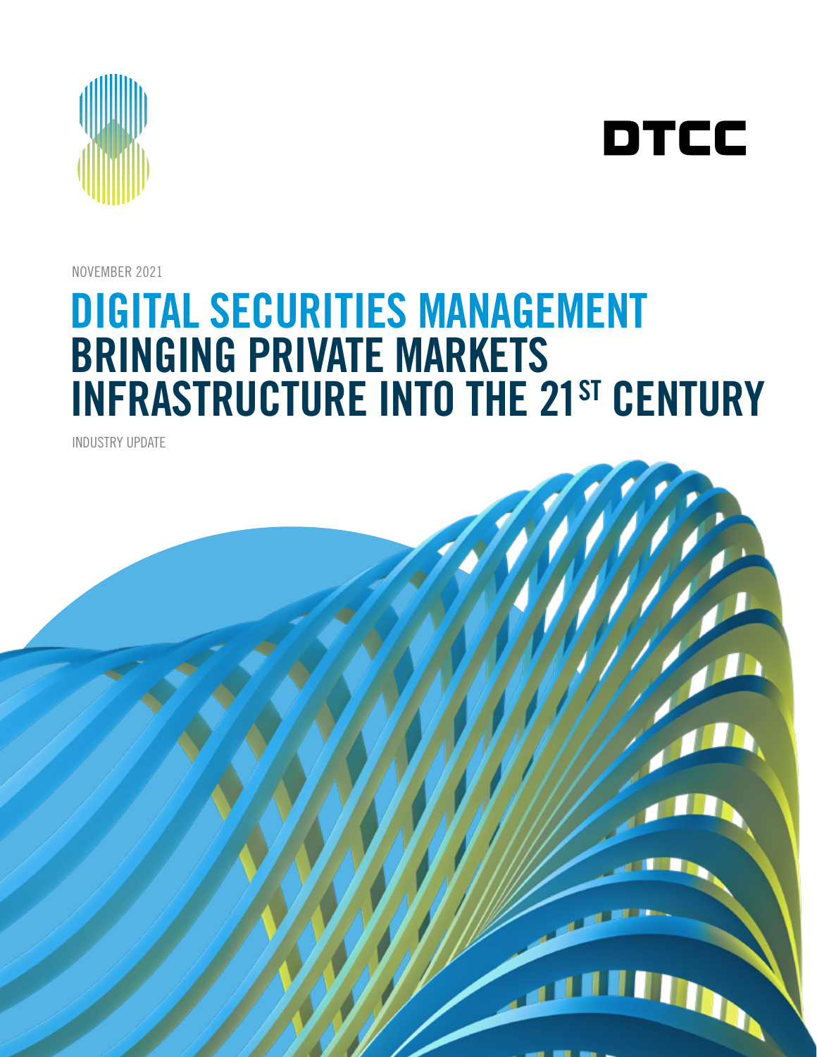DTCC

NOVEMBER 2021

# DIGITAL SECURITIES MANAGEMENT
# BRINGING PRIVATE MARKETS INFRASTRUCTURE INTO THE 21ST CENTURY

INDUSTRY UPDATE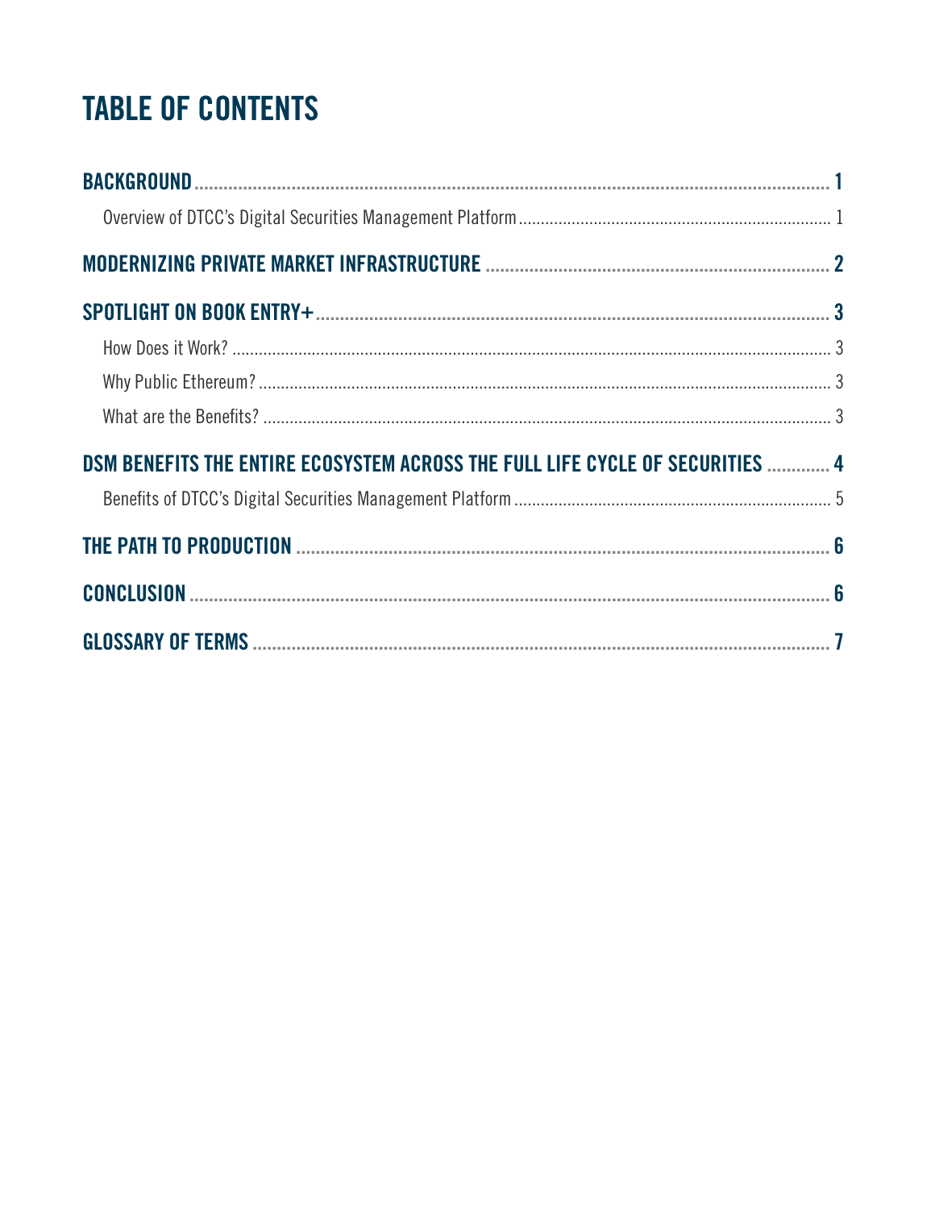# TABLE OF CONTENTS

**BACKGROUND** ........ **1**

- Overview of DTCC's Digital Securities Management Platform ........ 1

**MODERNIZING PRIVATE MARKET INFRASTRUCTURE** ........ **2**

**SPOTLIGHT ON BOOK ENTRY+** ........ **3**

- How Does it Work? ........ 3
- Why Public Ethereum? ........ 3
- What are the Benefits? ........ 3

**DSM BENEFITS THE ENTIRE ECOSYSTEM ACROSS THE FULL LIFE CYCLE OF SECURITIES** ........ **4**

- Benefits of DTCC's Digital Securities Management Platform ........ 5

**THE PATH TO PRODUCTION** ........ **6**

**CONCLUSION** ........ **6**

**GLOSSARY OF TERMS** ........ **7**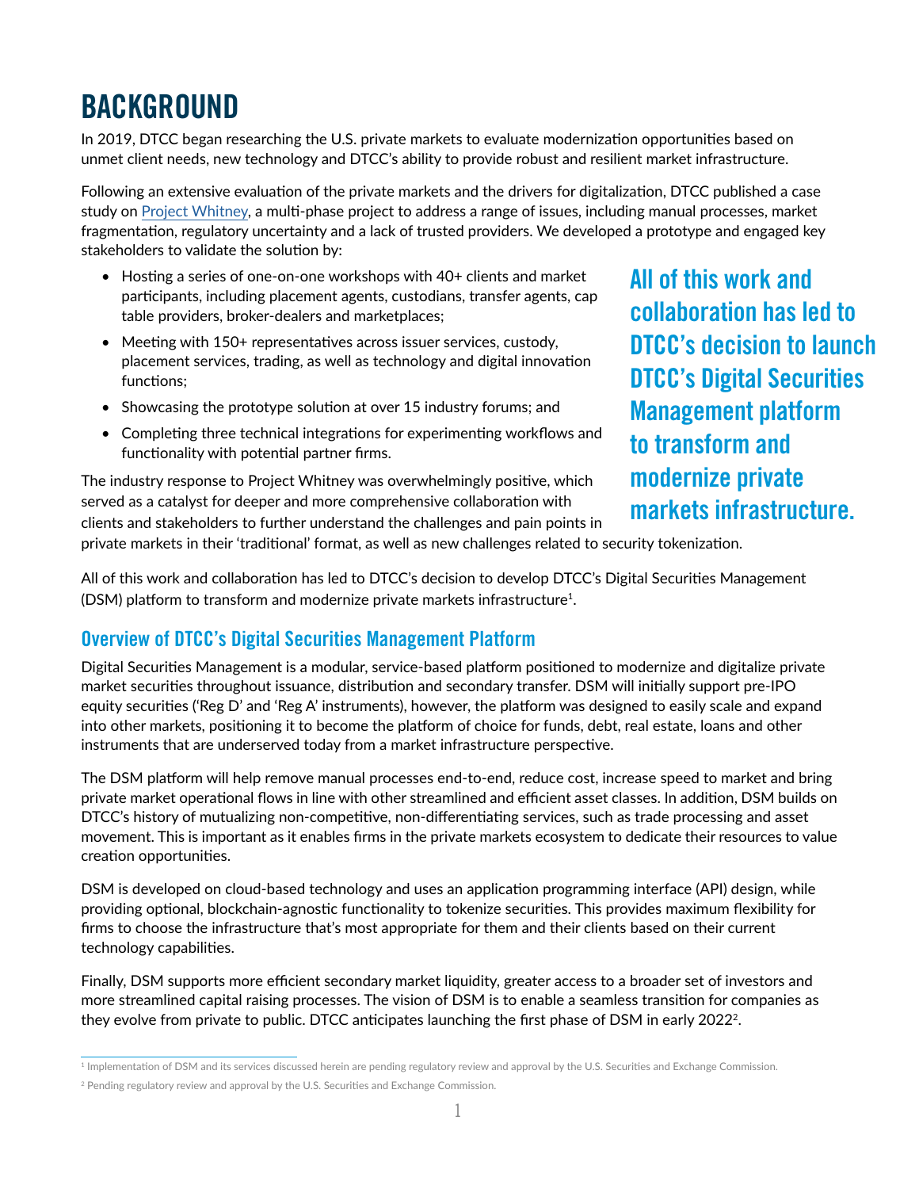# BACKGROUND

In 2019, DTCC began researching the U.S. private markets to evaluate modernization opportunities based on unmet client needs, new technology and DTCC's ability to provide robust and resilient market infrastructure.

Following an extensive evaluation of the private markets and the drivers for digitalization, DTCC published a case study on Project Whitney, a multi-phase project to address a range of issues, including manual processes, market fragmentation, regulatory uncertainty and a lack of trusted providers. We developed a prototype and engaged key stakeholders to validate the solution by:

- Hosting a series of one-on-one workshops with 40+ clients and market participants, including placement agents, custodians, transfer agents, cap table providers, broker-dealers and marketplaces;
- Meeting with 150+ representatives across issuer services, custody, placement services, trading, as well as technology and digital innovation functions;
- Showcasing the prototype solution at over 15 industry forums; and
- Completing three technical integrations for experimenting workflows and functionality with potential partner firms.

**All of this work and collaboration has led to DTCC's decision to launch DTCC's Digital Securities Management platform to transform and modernize private markets infrastructure.**

The industry response to Project Whitney was overwhelmingly positive, which served as a catalyst for deeper and more comprehensive collaboration with clients and stakeholders to further understand the challenges and pain points in private markets in their 'traditional' format, as well as new challenges related to security tokenization.

All of this work and collaboration has led to DTCC's decision to develop DTCC's Digital Securities Management (DSM) platform to transform and modernize private markets infrastructure[1].

## Overview of DTCC's Digital Securities Management Platform

Digital Securities Management is a modular, service-based platform positioned to modernize and digitalize private market securities throughout issuance, distribution and secondary transfer. DSM will initially support pre-IPO equity securities ('Reg D' and 'Reg A' instruments), however, the platform was designed to easily scale and expand into other markets, positioning it to become the platform of choice for funds, debt, real estate, loans and other instruments that are underserved today from a market infrastructure perspective.

The DSM platform will help remove manual processes end-to-end, reduce cost, increase speed to market and bring private market operational flows in line with other streamlined and efficient asset classes. In addition, DSM builds on DTCC's history of mutualizing non-competitive, non-differentiating services, such as trade processing and asset movement. This is important as it enables firms in the private markets ecosystem to dedicate their resources to value creation opportunities.

DSM is developed on cloud-based technology and uses an application programming interface (API) design, while providing optional, blockchain-agnostic functionality to tokenize securities. This provides maximum flexibility for firms to choose the infrastructure that's most appropriate for them and their clients based on their current technology capabilities.

Finally, DSM supports more efficient secondary market liquidity, greater access to a broader set of investors and more streamlined capital raising processes. The vision of DSM is to enable a seamless transition for companies as they evolve from private to public. DTCC anticipates launching the first phase of DSM in early 2022[2].

---

[1] Implementation of DSM and its services discussed herein are pending regulatory review and approval by the U.S. Securities and Exchange Commission.

[2] Pending regulatory review and approval by the U.S. Securities and Exchange Commission.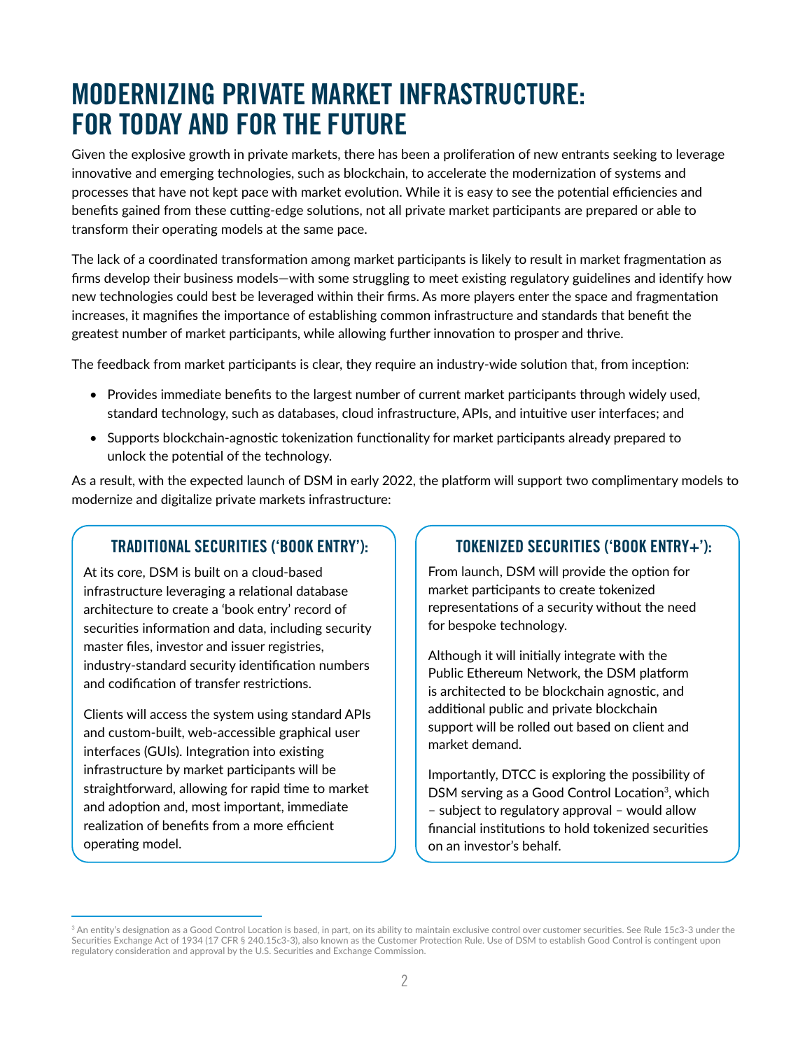# MODERNIZING PRIVATE MARKET INFRASTRUCTURE: FOR TODAY AND FOR THE FUTURE

Given the explosive growth in private markets, there has been a proliferation of new entrants seeking to leverage innovative and emerging technologies, such as blockchain, to accelerate the modernization of systems and processes that have not kept pace with market evolution. While it is easy to see the potential efficiencies and benefits gained from these cutting-edge solutions, not all private market participants are prepared or able to transform their operating models at the same pace.

The lack of a coordinated transformation among market participants is likely to result in market fragmentation as firms develop their business models—with some struggling to meet existing regulatory guidelines and identify how new technologies could best be leveraged within their firms. As more players enter the space and fragmentation increases, it magnifies the importance of establishing common infrastructure and standards that benefit the greatest number of market participants, while allowing further innovation to prosper and thrive.

The feedback from market participants is clear, they require an industry-wide solution that, from inception:

- Provides immediate benefits to the largest number of current market participants through widely used, standard technology, such as databases, cloud infrastructure, APIs, and intuitive user interfaces; and
- Supports blockchain-agnostic tokenization functionality for market participants already prepared to unlock the potential of the technology.

As a result, with the expected launch of DSM in early 2022, the platform will support two complimentary models to modernize and digitalize private markets infrastructure:

### TRADITIONAL SECURITIES ('BOOK ENTRY'):

At its core, DSM is built on a cloud-based infrastructure leveraging a relational database architecture to create a 'book entry' record of securities information and data, including security master files, investor and issuer registries, industry-standard security identification numbers and codification of transfer restrictions.

Clients will access the system using standard APIs and custom-built, web-accessible graphical user interfaces (GUIs). Integration into existing infrastructure by market participants will be straightforward, allowing for rapid time to market and adoption and, most important, immediate realization of benefits from a more efficient operating model.

### TOKENIZED SECURITIES ('BOOK ENTRY+'):

From launch, DSM will provide the option for market participants to create tokenized representations of a security without the need for bespoke technology.

Although it will initially integrate with the Public Ethereum Network, the DSM platform is architected to be blockchain agnostic, and additional public and private blockchain support will be rolled out based on client and market demand.

Importantly, DTCC is exploring the possibility of DSM serving as a Good Control Location[3], which – subject to regulatory approval – would allow financial institutions to hold tokenized securities on an investor's behalf.

---

[3] An entity's designation as a Good Control Location is based, in part, on its ability to maintain exclusive control over customer securities. See Rule 15c3-3 under the Securities Exchange Act of 1934 (17 CFR § 240.15c3-3), also known as the Customer Protection Rule. Use of DSM to establish Good Control is contingent upon regulatory consideration and approval by the U.S. Securities and Exchange Commission.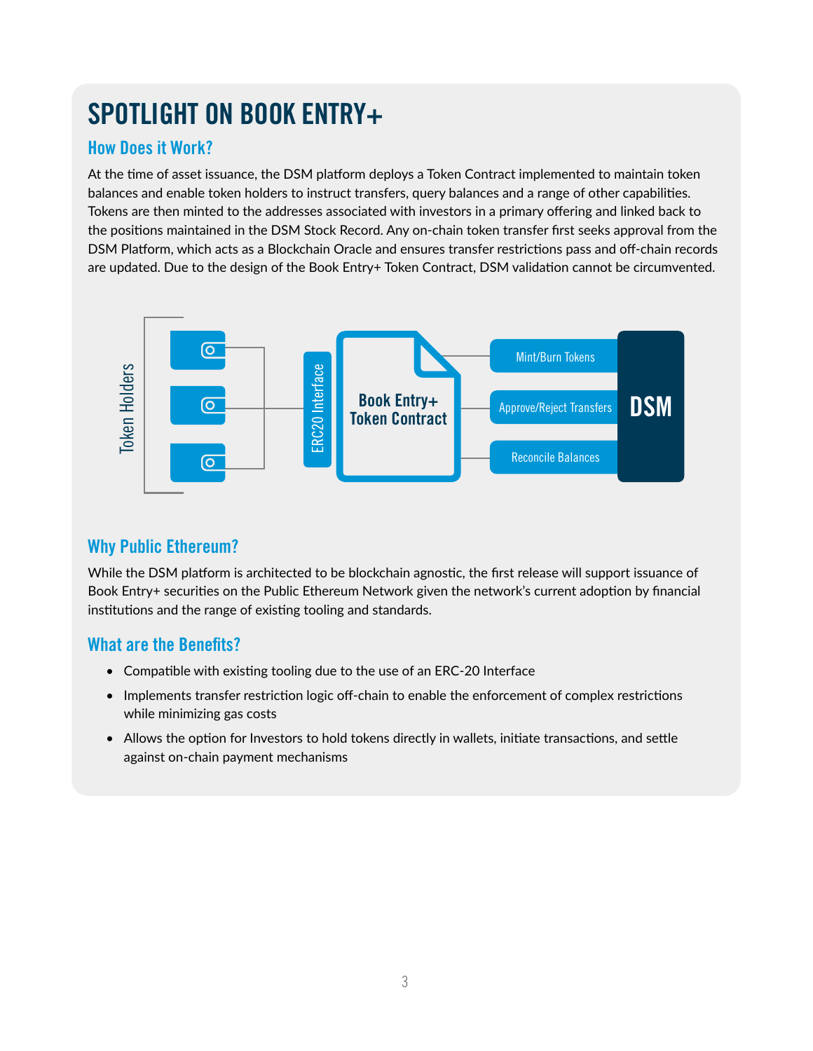# SPOTLIGHT ON BOOK ENTRY+

## How Does it Work?

At the time of asset issuance, the DSM platform deploys a Token Contract implemented to maintain token balances and enable token holders to instruct transfers, query balances and a range of other capabilities. Tokens are then minted to the addresses associated with investors in a primary offering and linked back to the positions maintained in the DSM Stock Record. Any on-chain token transfer first seeks approval from the DSM Platform, which acts as a Blockchain Oracle and ensures transfer restrictions pass and off-chain records are updated. Due to the design of the Book Entry+ Token Contract, DSM validation cannot be circumvented.

Token Holders

ERC20 Interface

Book Entry+ Token Contract

Mint/Burn Tokens

Approve/Reject Transfers

Reconcile Balances

DSM

## Why Public Ethereum?

While the DSM platform is architected to be blockchain agnostic, the first release will support issuance of Book Entry+ securities on the Public Ethereum Network given the network's current adoption by financial institutions and the range of existing tooling and standards.

## What are the Benefits?

- Compatible with existing tooling due to the use of an ERC-20 Interface
- Implements transfer restriction logic off-chain to enable the enforcement of complex restrictions while minimizing gas costs
- Allows the option for Investors to hold tokens directly in wallets, initiate transactions, and settle against on-chain payment mechanisms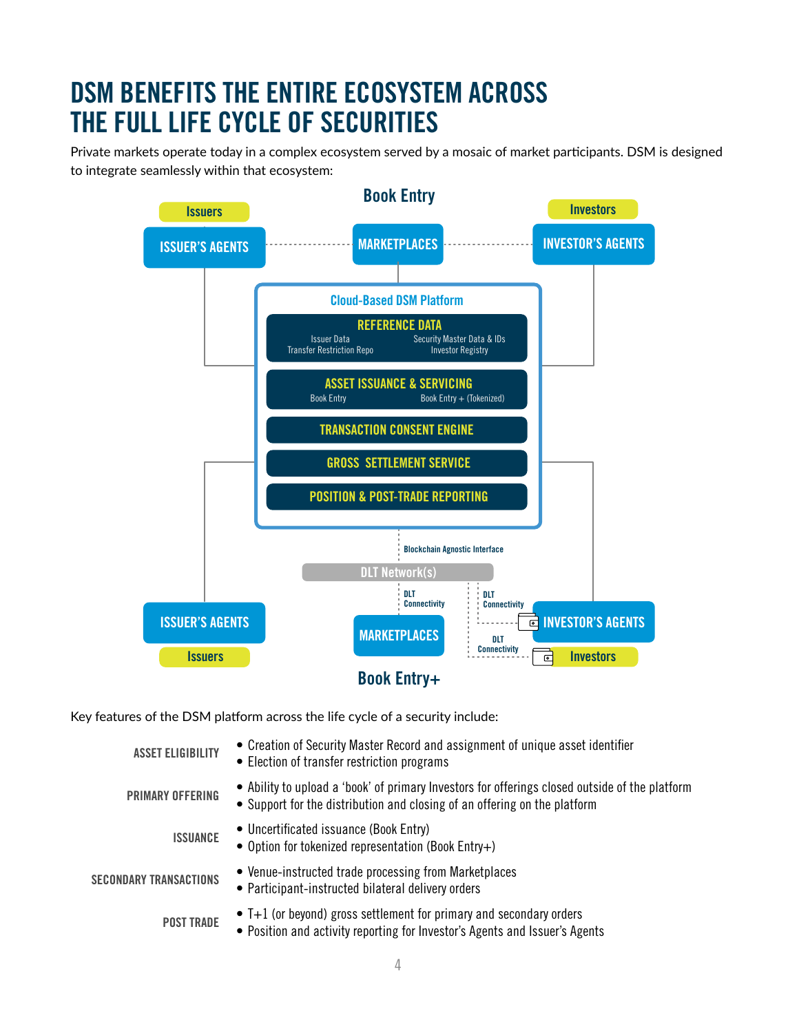# DSM BENEFITS THE ENTIRE ECOSYSTEM ACROSS THE FULL LIFE CYCLE OF SECURITIES

Private markets operate today in a complex ecosystem served by a mosaic of market participants. DSM is designed to integrate seamlessly within that ecosystem:

**Book Entry**

Issuers — ISSUER'S AGENTS ··· MARKETPLACES ··· INVESTOR'S AGENTS — Investors

**Cloud-Based DSM Platform**

- **REFERENCE DATA**: Issuer Data, Transfer Restriction Repo, Security Master Data & IDs, Investor Registry
- **ASSET ISSUANCE & SERVICING**: Book Entry, Book Entry + (Tokenized)
- **TRANSACTION CONSENT ENGINE**
- **GROSS SETTLEMENT SERVICE**
- **POSITION & POST-TRADE REPORTING**

Blockchain Agnostic Interface

DLT Network(s)

DLT Connectivity — ISSUER'S AGENTS / Issuers, MARKETPLACES, INVESTOR'S AGENTS / Investors

**Book Entry+**

Key features of the DSM platform across the life cycle of a security include:

| | |
|---|---|
| ASSET ELIGIBILITY | • Creation of Security Master Record and assignment of unique asset identifier<br>• Election of transfer restriction programs |
| PRIMARY OFFERING | • Ability to upload a 'book' of primary Investors for offerings closed outside of the platform<br>• Support for the distribution and closing of an offering on the platform |
| ISSUANCE | • Uncertificated issuance (Book Entry)<br>• Option for tokenized representation (Book Entry+) |
| SECONDARY TRANSACTIONS | • Venue-instructed trade processing from Marketplaces<br>• Participant-instructed bilateral delivery orders |
| POST TRADE | • T+1 (or beyond) gross settlement for primary and secondary orders<br>• Position and activity reporting for Investor's Agents and Issuer's Agents |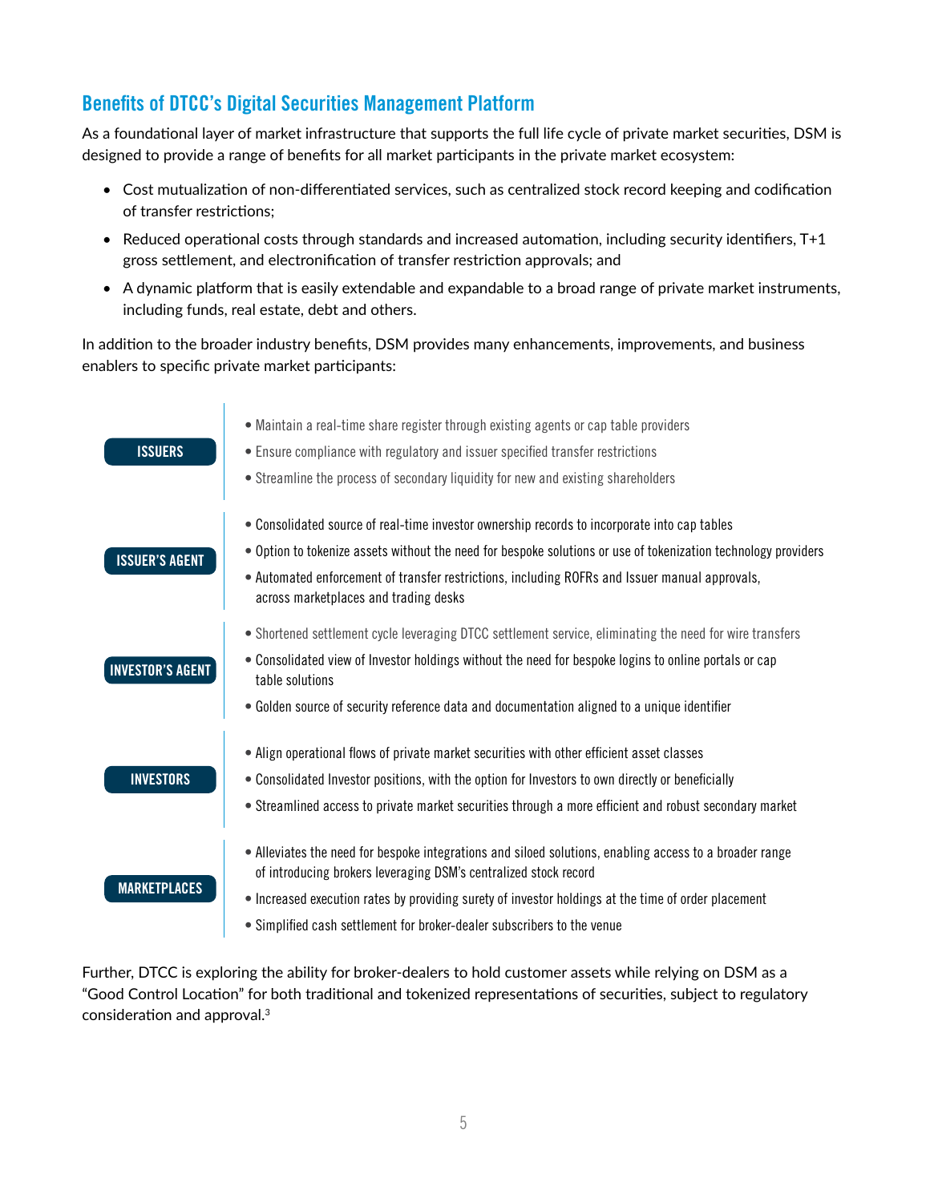## Benefits of DTCC's Digital Securities Management Platform

As a foundational layer of market infrastructure that supports the full life cycle of private market securities, DSM is designed to provide a range of benefits for all market participants in the private market ecosystem:

- Cost mutualization of non-differentiated services, such as centralized stock record keeping and codification of transfer restrictions;
- Reduced operational costs through standards and increased automation, including security identifiers, T+1 gross settlement, and electronification of transfer restriction approvals; and
- A dynamic platform that is easily extendable and expandable to a broad range of private market instruments, including funds, real estate, debt and others.

In addition to the broader industry benefits, DSM provides many enhancements, improvements, and business enablers to specific private market participants:

**ISSUERS**

- Maintain a real-time share register through existing agents or cap table providers
- Ensure compliance with regulatory and issuer specified transfer restrictions
- Streamline the process of secondary liquidity for new and existing shareholders

**ISSUER'S AGENT**

- Consolidated source of real-time investor ownership records to incorporate into cap tables
- Option to tokenize assets without the need for bespoke solutions or use of tokenization technology providers
- Automated enforcement of transfer restrictions, including ROFRs and Issuer manual approvals, across marketplaces and trading desks

**INVESTOR'S AGENT**

- Shortened settlement cycle leveraging DTCC settlement service, eliminating the need for wire transfers
- Consolidated view of Investor holdings without the need for bespoke logins to online portals or cap table solutions
- Golden source of security reference data and documentation aligned to a unique identifier

**INVESTORS**

- Align operational flows of private market securities with other efficient asset classes
- Consolidated Investor positions, with the option for Investors to own directly or beneficially
- Streamlined access to private market securities through a more efficient and robust secondary market

**MARKETPLACES**

- Alleviates the need for bespoke integrations and siloed solutions, enabling access to a broader range of introducing brokers leveraging DSM's centralized stock record
- Increased execution rates by providing surety of investor holdings at the time of order placement
- Simplified cash settlement for broker-dealer subscribers to the venue

Further, DTCC is exploring the ability for broker-dealers to hold customer assets while relying on DSM as a "Good Control Location" for both traditional and tokenized representations of securities, subject to regulatory consideration and approval.[3]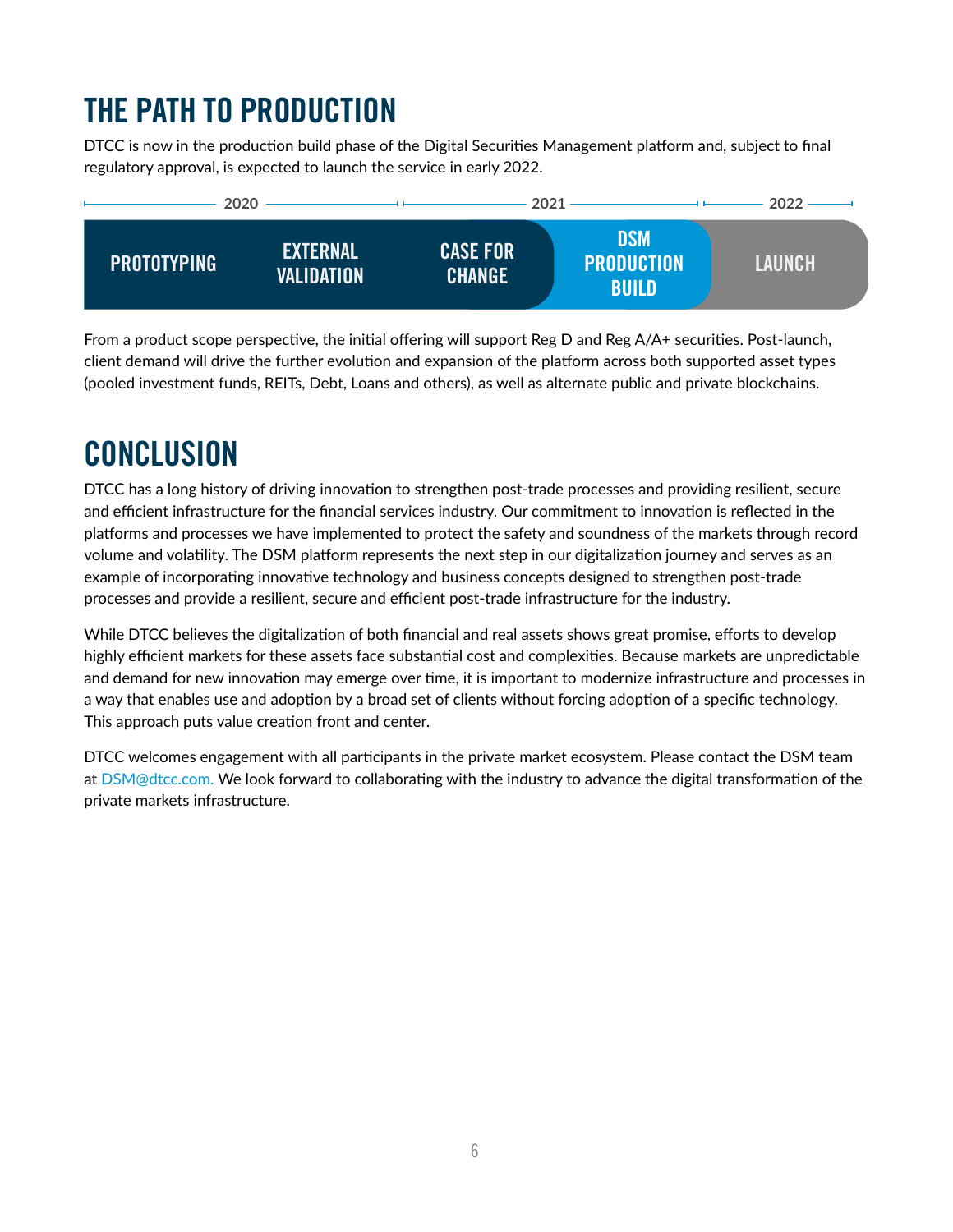# THE PATH TO PRODUCTION

DTCC is now in the production build phase of the Digital Securities Management platform and, subject to final regulatory approval, is expected to launch the service in early 2022.

| 2020 | | 2021 | | 2022 |
|---|---|---|---|---|
| PROTOTYPING | EXTERNAL VALIDATION | CASE FOR CHANGE | DSM PRODUCTION BUILD | LAUNCH |

From a product scope perspective, the initial offering will support Reg D and Reg A/A+ securities. Post-launch, client demand will drive the further evolution and expansion of the platform across both supported asset types (pooled investment funds, REITs, Debt, Loans and others), as well as alternate public and private blockchains.

# CONCLUSION

DTCC has a long history of driving innovation to strengthen post-trade processes and providing resilient, secure and efficient infrastructure for the financial services industry. Our commitment to innovation is reflected in the platforms and processes we have implemented to protect the safety and soundness of the markets through record volume and volatility. The DSM platform represents the next step in our digitalization journey and serves as an example of incorporating innovative technology and business concepts designed to strengthen post-trade processes and provide a resilient, secure and efficient post-trade infrastructure for the industry.

While DTCC believes the digitalization of both financial and real assets shows great promise, efforts to develop highly efficient markets for these assets face substantial cost and complexities. Because markets are unpredictable and demand for new innovation may emerge over time, it is important to modernize infrastructure and processes in a way that enables use and adoption by a broad set of clients without forcing adoption of a specific technology. This approach puts value creation front and center.

DTCC welcomes engagement with all participants in the private market ecosystem. Please contact the DSM team at DSM@dtcc.com. We look forward to collaborating with the industry to advance the digital transformation of the private markets infrastructure.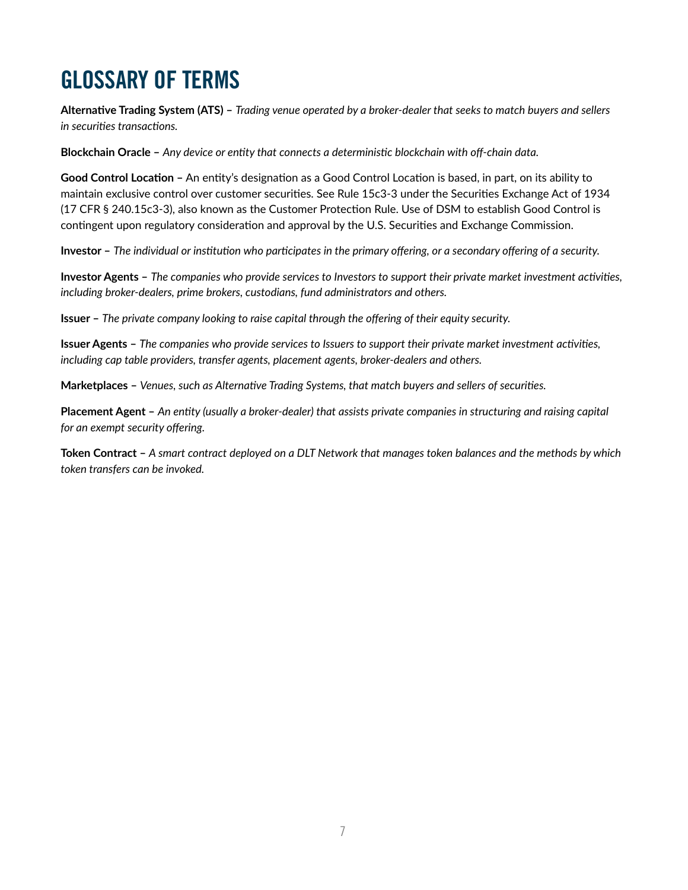# GLOSSARY OF TERMS

**Alternative Trading System (ATS) –** *Trading venue operated by a broker-dealer that seeks to match buyers and sellers in securities transactions.*

**Blockchain Oracle –** *Any device or entity that connects a deterministic blockchain with off-chain data.*

**Good Control Location –** An entity's designation as a Good Control Location is based, in part, on its ability to maintain exclusive control over customer securities. See Rule 15c3-3 under the Securities Exchange Act of 1934 (17 CFR § 240.15c3-3), also known as the Customer Protection Rule. Use of DSM to establish Good Control is contingent upon regulatory consideration and approval by the U.S. Securities and Exchange Commission.

**Investor –** *The individual or institution who participates in the primary offering, or a secondary offering of a security.*

**Investor Agents –** *The companies who provide services to Investors to support their private market investment activities, including broker-dealers, prime brokers, custodians, fund administrators and others.*

**Issuer –** *The private company looking to raise capital through the offering of their equity security.*

**Issuer Agents –** *The companies who provide services to Issuers to support their private market investment activities, including cap table providers, transfer agents, placement agents, broker-dealers and others.*

**Marketplaces –** *Venues, such as Alternative Trading Systems, that match buyers and sellers of securities.*

**Placement Agent –** *An entity (usually a broker-dealer) that assists private companies in structuring and raising capital for an exempt security offering.*

**Token Contract –** *A smart contract deployed on a DLT Network that manages token balances and the methods by which token transfers can be invoked.*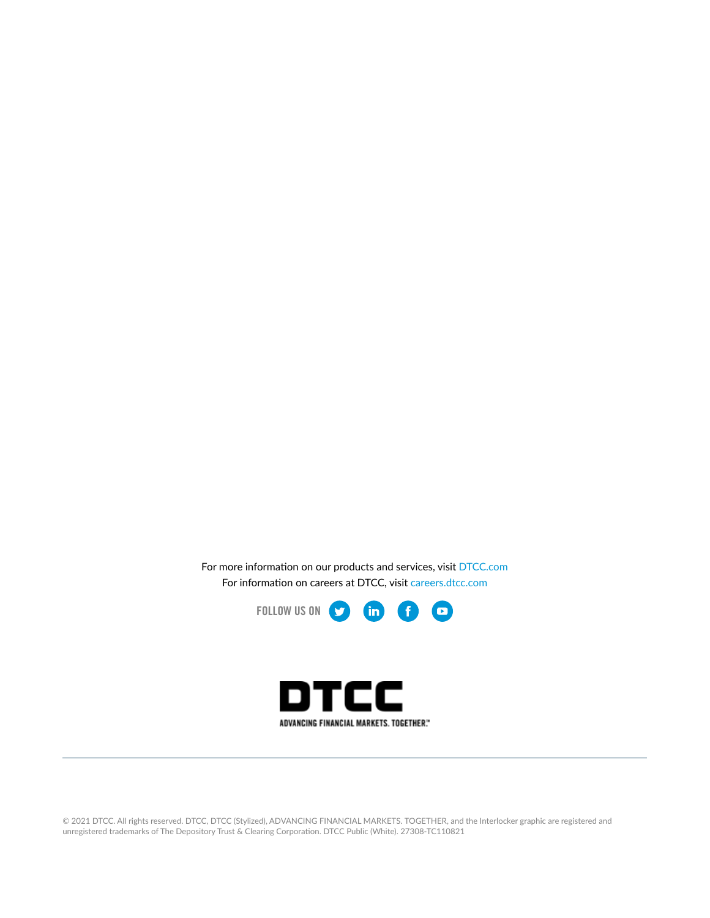For more information on our products and services, visit DTCC.com

For information on careers at DTCC, visit careers.dtcc.com

FOLLOW US ON

DTCC

ADVANCING FINANCIAL MARKETS. TOGETHER.™

© 2021 DTCC. All rights reserved. DTCC, DTCC (Stylized), ADVANCING FINANCIAL MARKETS. TOGETHER, and the Interlocker graphic are registered and unregistered trademarks of The Depository Trust & Clearing Corporation. DTCC Public (White). 27308-TC110821